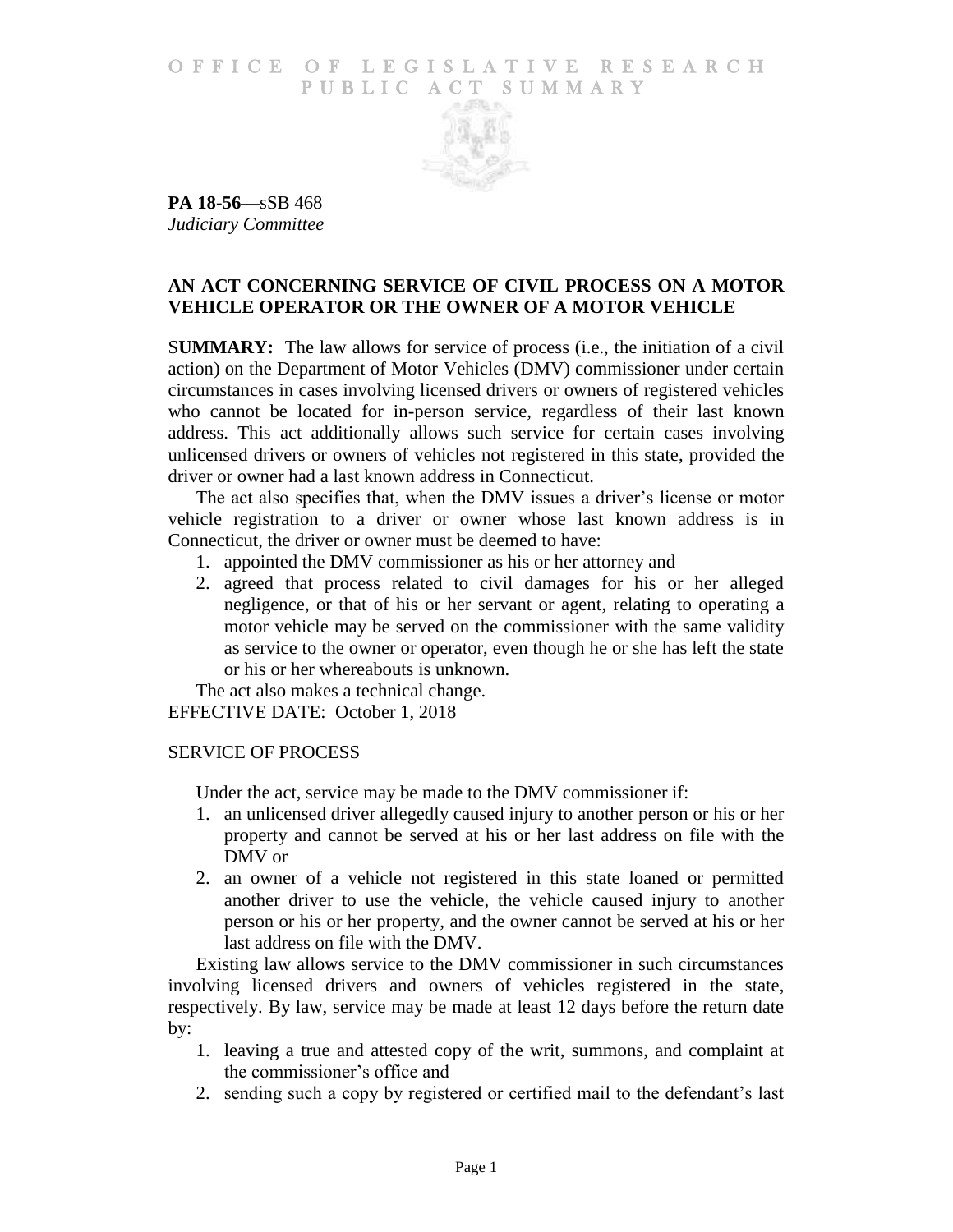# OFFICE OF LEGISLATIVE RESEARCH PUBLIC ACT SUMMARY

**PA 18-56**—sSB 468
*Judiciary Committee*

## AN ACT CONCERNING SERVICE OF CIVIL PROCESS ON A MOTOR VEHICLE OPERATOR OR THE OWNER OF A MOTOR VEHICLE

**SUMMARY:** The law allows for service of process (i.e., the initiation of a civil action) on the Department of Motor Vehicles (DMV) commissioner under certain circumstances in cases involving licensed drivers or owners of registered vehicles who cannot be located for in-person service, regardless of their last known address. This act additionally allows such service for certain cases involving unlicensed drivers or owners of vehicles not registered in this state, provided the driver or owner had a last known address in Connecticut.

The act also specifies that, when the DMV issues a driver's license or motor vehicle registration to a driver or owner whose last known address is in Connecticut, the driver or owner must be deemed to have:

1. appointed the DMV commissioner as his or her attorney and
2. agreed that process related to civil damages for his or her alleged negligence, or that of his or her servant or agent, relating to operating a motor vehicle may be served on the commissioner with the same validity as service to the owner or operator, even though he or she has left the state or his or her whereabouts is unknown.

The act also makes a technical change.

EFFECTIVE DATE: October 1, 2018

## SERVICE OF PROCESS

Under the act, service may be made to the DMV commissioner if:

1. an unlicensed driver allegedly caused injury to another person or his or her property and cannot be served at his or her last address on file with the DMV or
2. an owner of a vehicle not registered in this state loaned or permitted another driver to use the vehicle, the vehicle caused injury to another person or his or her property, and the owner cannot be served at his or her last address on file with the DMV.

Existing law allows service to the DMV commissioner in such circumstances involving licensed drivers and owners of vehicles registered in the state, respectively. By law, service may be made at least 12 days before the return date by:

1. leaving a true and attested copy of the writ, summons, and complaint at the commissioner's office and
2. sending such a copy by registered or certified mail to the defendant's last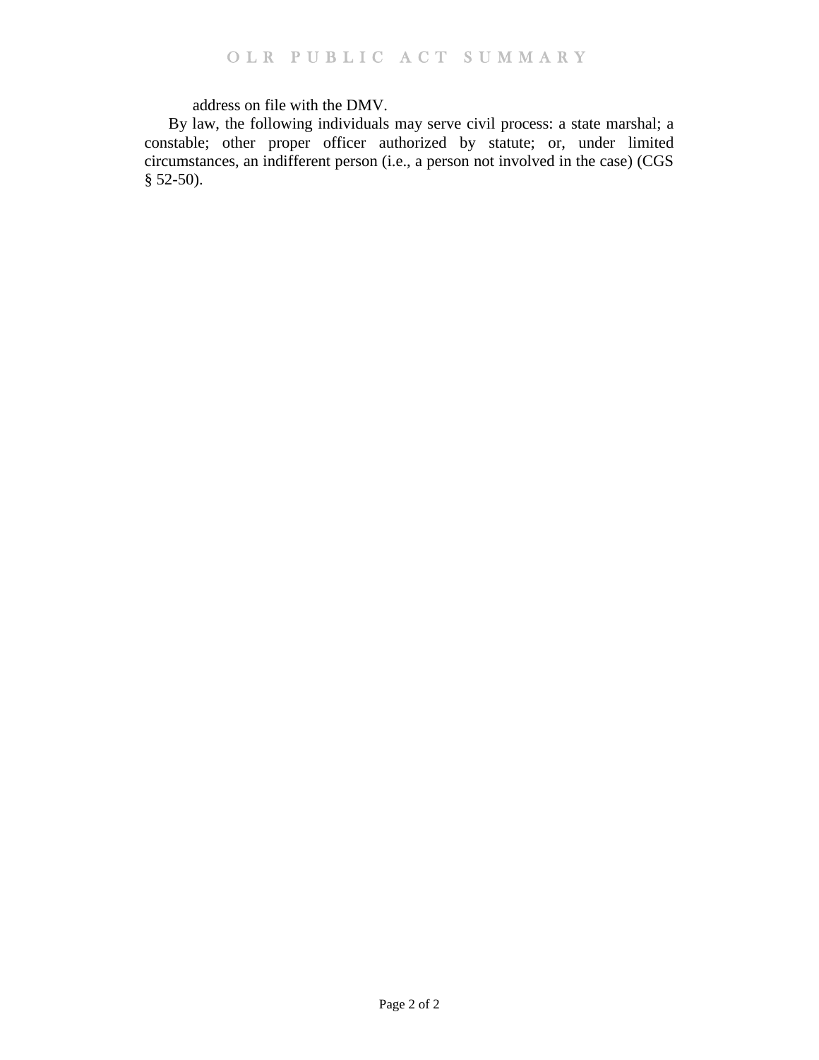address on file with the DMV.

By law, the following individuals may serve civil process: a state marshal; a constable; other proper officer authorized by statute; or, under limited circumstances, an indifferent person (i.e., a person not involved in the case) (CGS § 52-50).